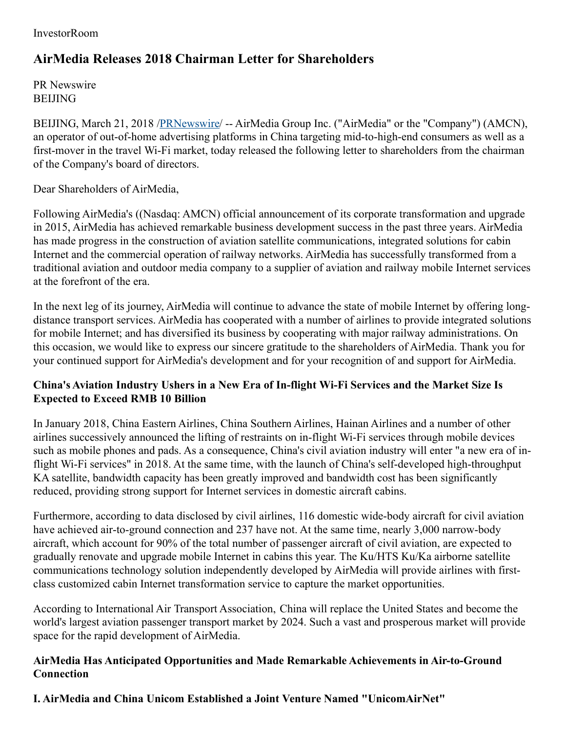InvestorRoom

# AirMedia Releases 2018 Chairman Letter for Shareholders

PR Newswire
BEIJING

BEIJING, March 21, 2018 /PRNewswire/ -- AirMedia Group Inc. ("AirMedia" or the "Company") (AMCN), an operator of out-of-home advertising platforms in China targeting mid-to-high-end consumers as well as a first-mover in the travel Wi-Fi market, today released the following letter to shareholders from the chairman of the Company's board of directors.

Dear Shareholders of AirMedia,

Following AirMedia's ((Nasdaq: AMCN) official announcement of its corporate transformation and upgrade in 2015, AirMedia has achieved remarkable business development success in the past three years. AirMedia has made progress in the construction of aviation satellite communications, integrated solutions for cabin Internet and the commercial operation of railway networks. AirMedia has successfully transformed from a traditional aviation and outdoor media company to a supplier of aviation and railway mobile Internet services at the forefront of the era.

In the next leg of its journey, AirMedia will continue to advance the state of mobile Internet by offering long-distance transport services. AirMedia has cooperated with a number of airlines to provide integrated solutions for mobile Internet; and has diversified its business by cooperating with major railway administrations. On this occasion, we would like to express our sincere gratitude to the shareholders of AirMedia. Thank you for your continued support for AirMedia's development and for your recognition of and support for AirMedia.

### China's Aviation Industry Ushers in a New Era of In-flight Wi-Fi Services and the Market Size Is Expected to Exceed RMB 10 Billion

In January 2018, China Eastern Airlines, China Southern Airlines, Hainan Airlines and a number of other airlines successively announced the lifting of restraints on in-flight Wi-Fi services through mobile devices such as mobile phones and pads. As a consequence, China's civil aviation industry will enter "a new era of in-flight Wi-Fi services" in 2018. At the same time, with the launch of China's self-developed high-throughput KA satellite, bandwidth capacity has been greatly improved and bandwidth cost has been significantly reduced, providing strong support for Internet services in domestic aircraft cabins.

Furthermore, according to data disclosed by civil airlines, 116 domestic wide-body aircraft for civil aviation have achieved air-to-ground connection and 237 have not. At the same time, nearly 3,000 narrow-body aircraft, which account for 90% of the total number of passenger aircraft of civil aviation, are expected to gradually renovate and upgrade mobile Internet in cabins this year. The Ku/HTS Ku/Ka airborne satellite communications technology solution independently developed by AirMedia will provide airlines with first-class customized cabin Internet transformation service to capture the market opportunities.

According to International Air Transport Association, China will replace the United States and become the world's largest aviation passenger transport market by 2024. Such a vast and prosperous market will provide space for the rapid development of AirMedia.

### AirMedia Has Anticipated Opportunities and Made Remarkable Achievements in Air-to-Ground Connection

### I. AirMedia and China Unicom Established a Joint Venture Named "UnicomAirNet"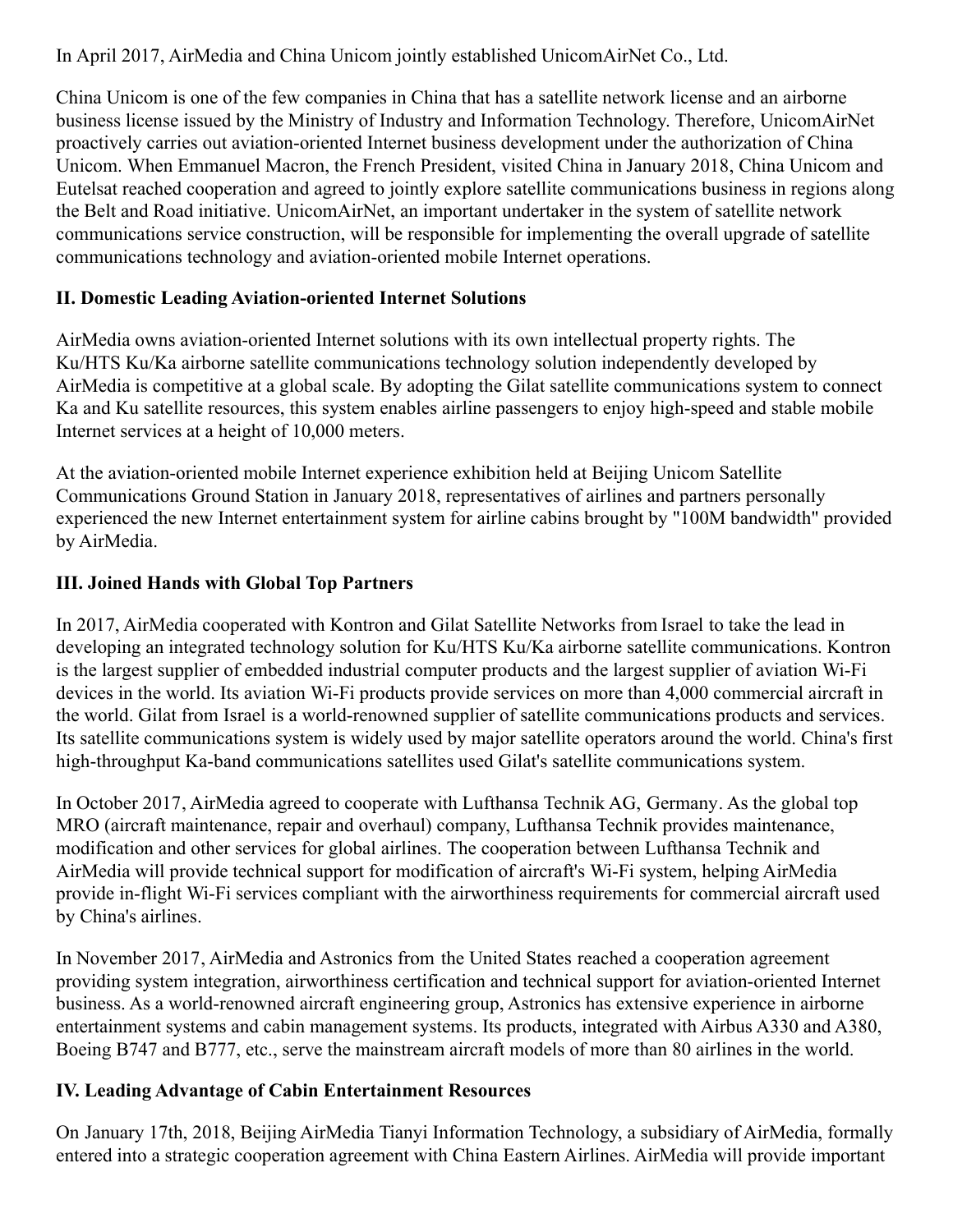In April 2017, AirMedia and China Unicom jointly established UnicomAirNet Co., Ltd.

China Unicom is one of the few companies in China that has a satellite network license and an airborne business license issued by the Ministry of Industry and Information Technology. Therefore, UnicomAirNet proactively carries out aviation-oriented Internet business development under the authorization of China Unicom. When Emmanuel Macron, the French President, visited China in January 2018, China Unicom and Eutelsat reached cooperation and agreed to jointly explore satellite communications business in regions along the Belt and Road initiative. UnicomAirNet, an important undertaker in the system of satellite network communications service construction, will be responsible for implementing the overall upgrade of satellite communications technology and aviation-oriented mobile Internet operations.

### II. Domestic Leading Aviation-oriented Internet Solutions

AirMedia owns aviation-oriented Internet solutions with its own intellectual property rights. The Ku/HTS Ku/Ka airborne satellite communications technology solution independently developed by AirMedia is competitive at a global scale. By adopting the Gilat satellite communications system to connect Ka and Ku satellite resources, this system enables airline passengers to enjoy high-speed and stable mobile Internet services at a height of 10,000 meters.

At the aviation-oriented mobile Internet experience exhibition held at Beijing Unicom Satellite Communications Ground Station in January 2018, representatives of airlines and partners personally experienced the new Internet entertainment system for airline cabins brought by "100M bandwidth" provided by AirMedia.

### III. Joined Hands with Global Top Partners

In 2017, AirMedia cooperated with Kontron and Gilat Satellite Networks from Israel to take the lead in developing an integrated technology solution for Ku/HTS Ku/Ka airborne satellite communications. Kontron is the largest supplier of embedded industrial computer products and the largest supplier of aviation Wi-Fi devices in the world. Its aviation Wi-Fi products provide services on more than 4,000 commercial aircraft in the world. Gilat from Israel is a world-renowned supplier of satellite communications products and services. Its satellite communications system is widely used by major satellite operators around the world. China's first high-throughput Ka-band communications satellites used Gilat's satellite communications system.

In October 2017, AirMedia agreed to cooperate with Lufthansa Technik AG, Germany. As the global top MRO (aircraft maintenance, repair and overhaul) company, Lufthansa Technik provides maintenance, modification and other services for global airlines. The cooperation between Lufthansa Technik and AirMedia will provide technical support for modification of aircraft's Wi-Fi system, helping AirMedia provide in-flight Wi-Fi services compliant with the airworthiness requirements for commercial aircraft used by China's airlines.

In November 2017, AirMedia and Astronics from the United States reached a cooperation agreement providing system integration, airworthiness certification and technical support for aviation-oriented Internet business. As a world-renowned aircraft engineering group, Astronics has extensive experience in airborne entertainment systems and cabin management systems. Its products, integrated with Airbus A330 and A380, Boeing B747 and B777, etc., serve the mainstream aircraft models of more than 80 airlines in the world.

### IV. Leading Advantage of Cabin Entertainment Resources

On January 17th, 2018, Beijing AirMedia Tianyi Information Technology, a subsidiary of AirMedia, formally entered into a strategic cooperation agreement with China Eastern Airlines. AirMedia will provide important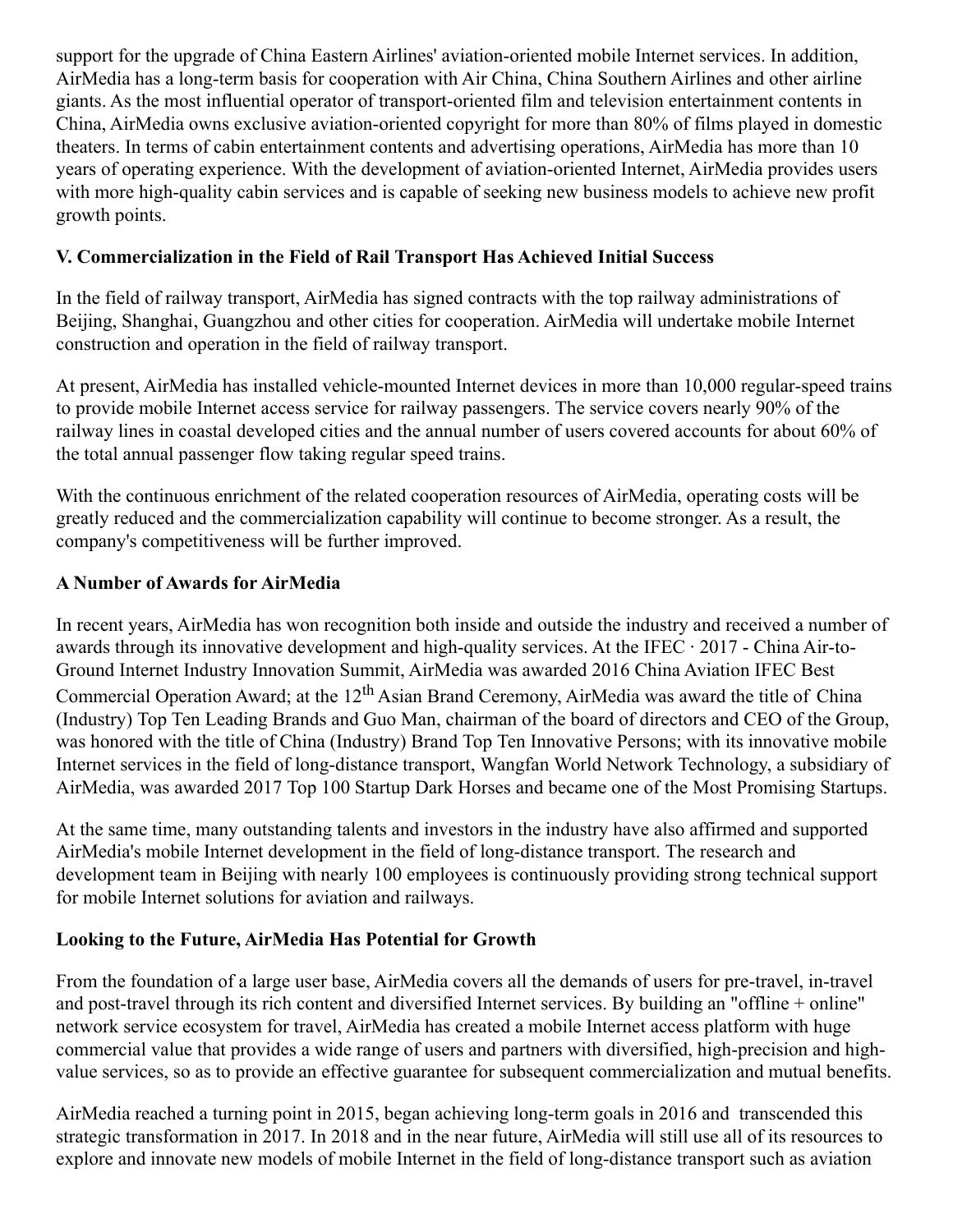support for the upgrade of China Eastern Airlines' aviation-oriented mobile Internet services. In addition, AirMedia has a long-term basis for cooperation with Air China, China Southern Airlines and other airline giants. As the most influential operator of transport-oriented film and television entertainment contents in China, AirMedia owns exclusive aviation-oriented copyright for more than 80% of films played in domestic theaters. In terms of cabin entertainment contents and advertising operations, AirMedia has more than 10 years of operating experience. With the development of aviation-oriented Internet, AirMedia provides users with more high-quality cabin services and is capable of seeking new business models to achieve new profit growth points.

**V. Commercialization in the Field of Rail Transport Has Achieved Initial Success**

In the field of railway transport, AirMedia has signed contracts with the top railway administrations of Beijing, Shanghai, Guangzhou and other cities for cooperation. AirMedia will undertake mobile Internet construction and operation in the field of railway transport.

At present, AirMedia has installed vehicle-mounted Internet devices in more than 10,000 regular-speed trains to provide mobile Internet access service for railway passengers. The service covers nearly 90% of the railway lines in coastal developed cities and the annual number of users covered accounts for about 60% of the total annual passenger flow taking regular speed trains.

With the continuous enrichment of the related cooperation resources of AirMedia, operating costs will be greatly reduced and the commercialization capability will continue to become stronger. As a result, the company's competitiveness will be further improved.

**A Number of Awards for AirMedia**

In recent years, AirMedia has won recognition both inside and outside the industry and received a number of awards through its innovative development and high-quality services. At the IFEC · 2017 - China Air-to-Ground Internet Industry Innovation Summit, AirMedia was awarded 2016 China Aviation IFEC Best Commercial Operation Award; at the 12th Asian Brand Ceremony, AirMedia was award the title of China (Industry) Top Ten Leading Brands and Guo Man, chairman of the board of directors and CEO of the Group, was honored with the title of China (Industry) Brand Top Ten Innovative Persons; with its innovative mobile Internet services in the field of long-distance transport, Wangfan World Network Technology, a subsidiary of AirMedia, was awarded 2017 Top 100 Startup Dark Horses and became one of the Most Promising Startups.

At the same time, many outstanding talents and investors in the industry have also affirmed and supported AirMedia's mobile Internet development in the field of long-distance transport. The research and development team in Beijing with nearly 100 employees is continuously providing strong technical support for mobile Internet solutions for aviation and railways.

**Looking to the Future, AirMedia Has Potential for Growth**

From the foundation of a large user base, AirMedia covers all the demands of users for pre-travel, in-travel and post-travel through its rich content and diversified Internet services. By building an "offline + online" network service ecosystem for travel, AirMedia has created a mobile Internet access platform with huge commercial value that provides a wide range of users and partners with diversified, high-precision and high-value services, so as to provide an effective guarantee for subsequent commercialization and mutual benefits.

AirMedia reached a turning point in 2015, began achieving long-term goals in 2016 and transcended this strategic transformation in 2017. In 2018 and in the near future, AirMedia will still use all of its resources to explore and innovate new models of mobile Internet in the field of long-distance transport such as aviation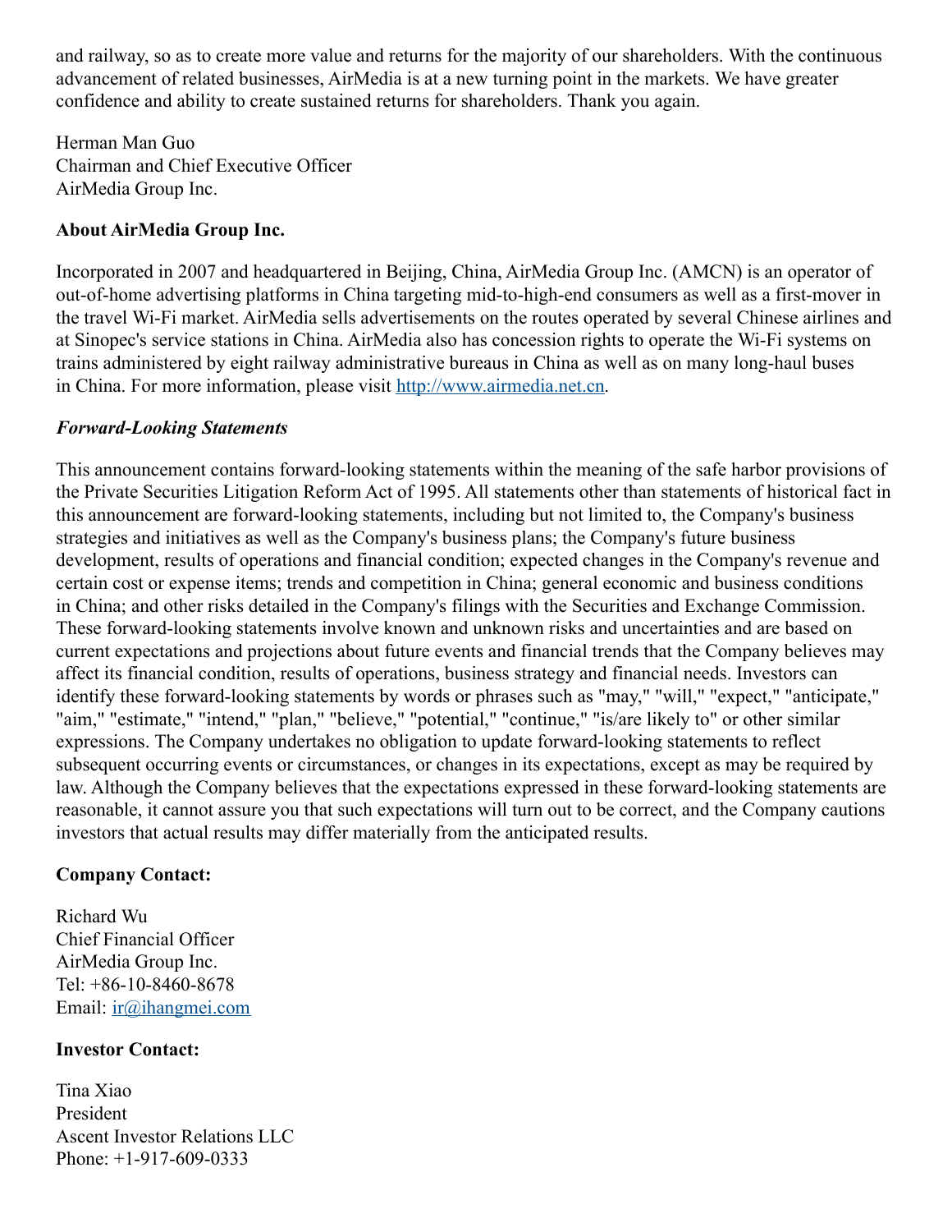and railway, so as to create more value and returns for the majority of our shareholders. With the continuous advancement of related businesses, AirMedia is at a new turning point in the markets. We have greater confidence and ability to create sustained returns for shareholders. Thank you again.

Herman Man Guo
Chairman and Chief Executive Officer
AirMedia Group Inc.

**About AirMedia Group Inc.**

Incorporated in 2007 and headquartered in Beijing, China, AirMedia Group Inc. (AMCN) is an operator of out-of-home advertising platforms in China targeting mid-to-high-end consumers as well as a first-mover in the travel Wi-Fi market. AirMedia sells advertisements on the routes operated by several Chinese airlines and at Sinopec's service stations in China. AirMedia also has concession rights to operate the Wi-Fi systems on trains administered by eight railway administrative bureaus in China as well as on many long-haul buses in China. For more information, please visit [http://www.airmedia.net.cn](http://www.airmedia.net.cn).

***Forward-Looking Statements***

This announcement contains forward-looking statements within the meaning of the safe harbor provisions of the Private Securities Litigation Reform Act of 1995. All statements other than statements of historical fact in this announcement are forward-looking statements, including but not limited to, the Company's business strategies and initiatives as well as the Company's business plans; the Company's future business development, results of operations and financial condition; expected changes in the Company's revenue and certain cost or expense items; trends and competition in China; general economic and business conditions in China; and other risks detailed in the Company's filings with the Securities and Exchange Commission. These forward-looking statements involve known and unknown risks and uncertainties and are based on current expectations and projections about future events and financial trends that the Company believes may affect its financial condition, results of operations, business strategy and financial needs. Investors can identify these forward-looking statements by words or phrases such as "may," "will," "expect," "anticipate," "aim," "estimate," "intend," "plan," "believe," "potential," "continue," "is/are likely to" or other similar expressions. The Company undertakes no obligation to update forward-looking statements to reflect subsequent occurring events or circumstances, or changes in its expectations, except as may be required by law. Although the Company believes that the expectations expressed in these forward-looking statements are reasonable, it cannot assure you that such expectations will turn out to be correct, and the Company cautions investors that actual results may differ materially from the anticipated results.

**Company Contact:**

Richard Wu
Chief Financial Officer
AirMedia Group Inc.
Tel: +86-10-8460-8678
Email: [ir@ihangmei.com](mailto:ir@ihangmei.com)

**Investor Contact:**

Tina Xiao
President
Ascent Investor Relations LLC
Phone: +1-917-609-0333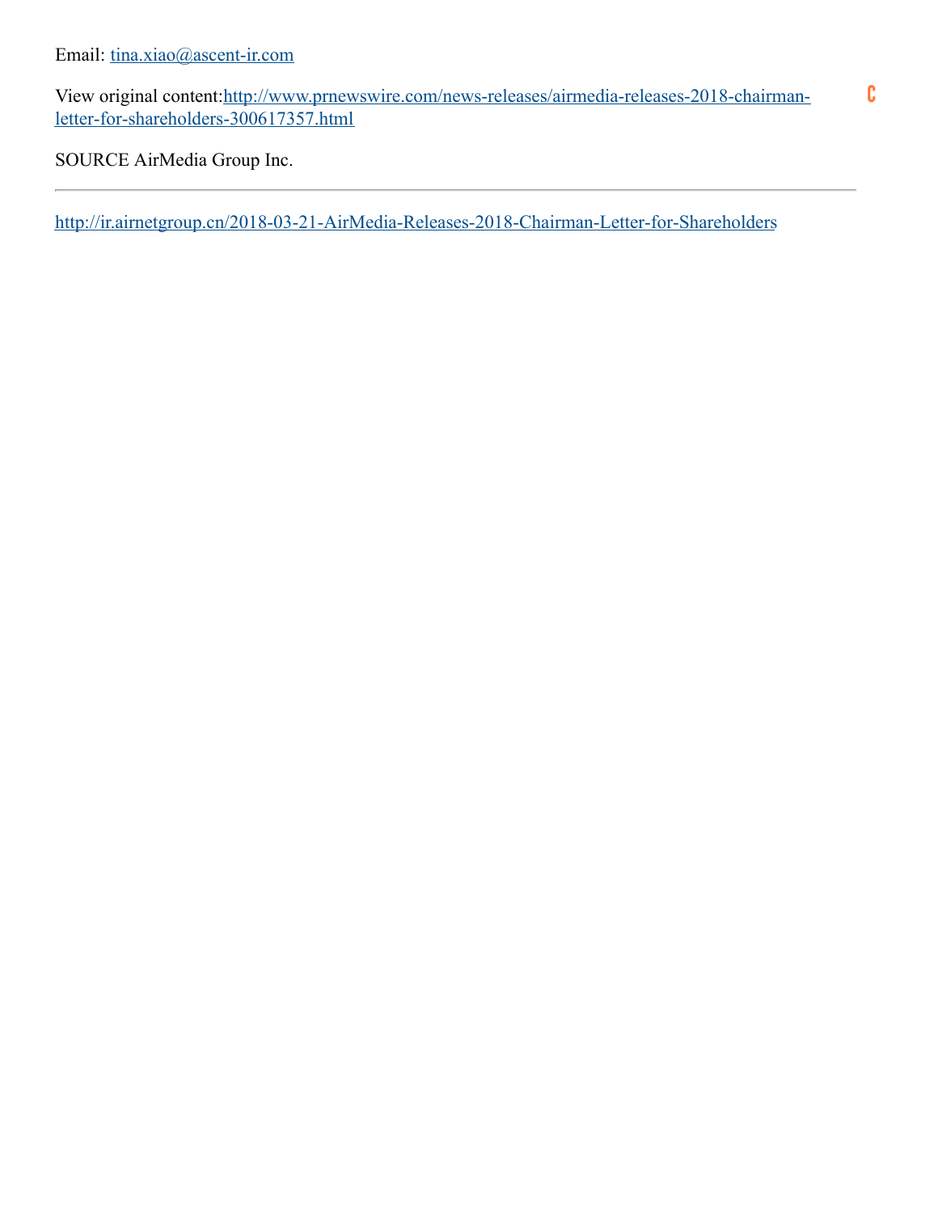Email: tina.xiao@ascent-ir.com

View original content:http://www.prnewswire.com/news-releases/airmedia-releases-2018-chairman-letter-for-shareholders-300617357.html

SOURCE AirMedia Group Inc.

---

http://ir.airnetgroup.cn/2018-03-21-AirMedia-Releases-2018-Chairman-Letter-for-Shareholders